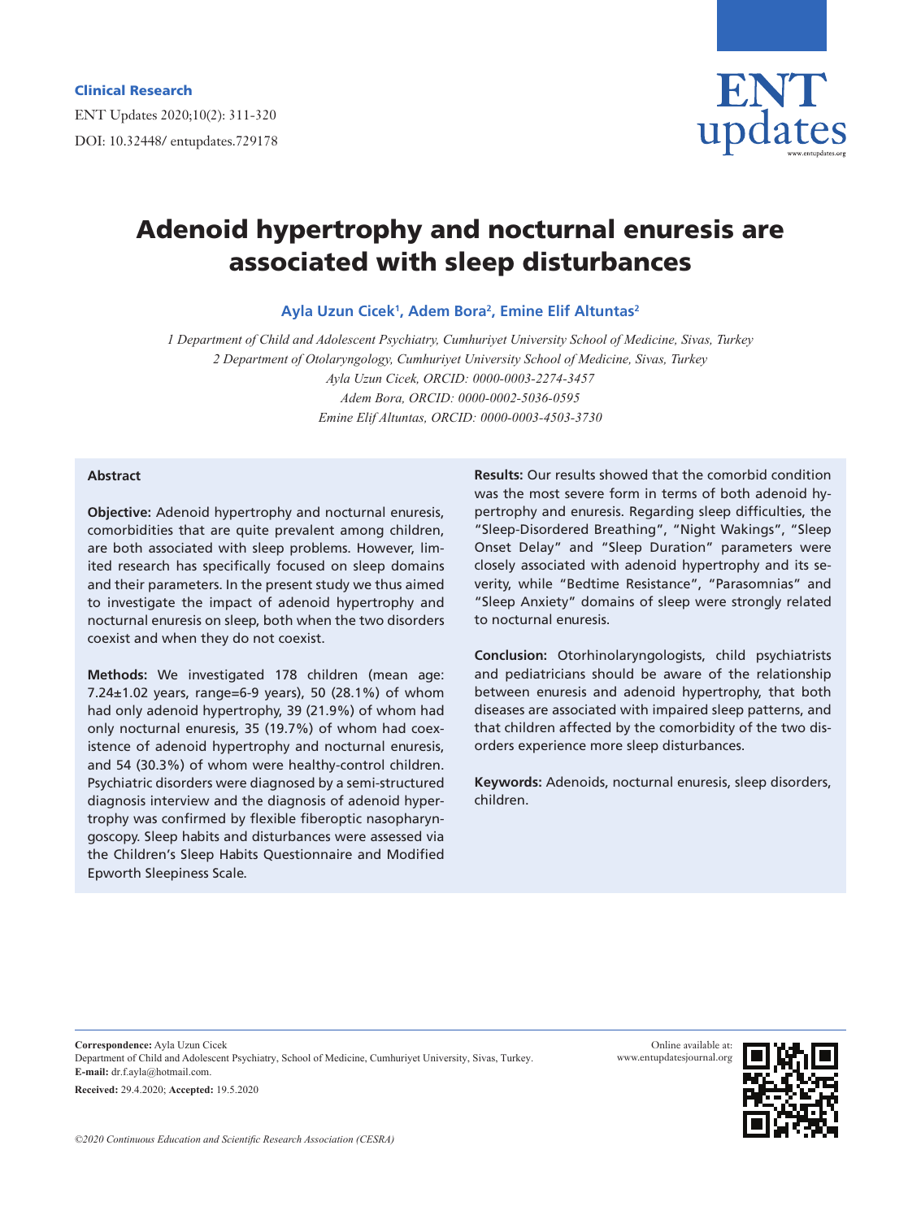**Clinical Research**

# Adenoid hypertrophy and nocturnal enuresis are associated with sleep disturbances

**Ayla Uzun Cicek[1], Adem Bora[2], Emine Elif Altuntas[2]**

*1 Department of Child and Adolescent Psychiatry, Cumhuriyet University School of Medicine, Sivas, Turkey*
*2 Department of Otolaryngology, Cumhuriyet University School of Medicine, Sivas, Turkey*
*Ayla Uzun Cicek, ORCID: 0000-0003-2274-3457*
*Adem Bora, ORCID: 0000-0002-5036-0595*
*Emine Elif Altuntas, ORCID: 0000-0003-4503-3730*

### Abstract

**Objective:** Adenoid hypertrophy and nocturnal enuresis, comorbidities that are quite prevalent among children, are both associated with sleep problems. However, limited research has specifically focused on sleep domains and their parameters. In the present study we thus aimed to investigate the impact of adenoid hypertrophy and nocturnal enuresis on sleep, both when the two disorders coexist and when they do not coexist.

**Methods:** We investigated 178 children (mean age: 7.24±1.02 years, range=6-9 years), 50 (28.1%) of whom had only adenoid hypertrophy, 39 (21.9%) of whom had only nocturnal enuresis, 35 (19.7%) of whom had coexistence of adenoid hypertrophy and nocturnal enuresis, and 54 (30.3%) of whom were healthy-control children. Psychiatric disorders were diagnosed by a semi-structured diagnosis interview and the diagnosis of adenoid hypertrophy was confirmed by flexible fiberoptic nasopharyngoscopy. Sleep habits and disturbances were assessed via the Children's Sleep Habits Questionnaire and Modified Epworth Sleepiness Scale.

**Results:** Our results showed that the comorbid condition was the most severe form in terms of both adenoid hypertrophy and enuresis. Regarding sleep difficulties, the "Sleep-Disordered Breathing", "Night Wakings", "Sleep Onset Delay" and "Sleep Duration" parameters were closely associated with adenoid hypertrophy and its severity, while "Bedtime Resistance", "Parasomnias" and "Sleep Anxiety" domains of sleep were strongly related to nocturnal enuresis.

**Conclusion:** Otorhinolaryngologists, child psychiatrists and pediatricians should be aware of the relationship between enuresis and adenoid hypertrophy, that both diseases are associated with impaired sleep patterns, and that children affected by the comorbidity of the two disorders experience more sleep disturbances.

**Keywords:** Adenoids, nocturnal enuresis, sleep disorders, children.

**Correspondence:** Ayla Uzun Cicek
Department of Child and Adolescent Psychiatry, School of Medicine, Cumhuriyet University, Sivas, Turkey.
**E-mail:** dr.f.ayla@hotmail.com.

**Received:** 29.4.2020; **Accepted:** 19.5.2020

Online available at: www.entupdatesjournal.org

*©2020 Continuous Education and Scientific Research Association (CESRA)*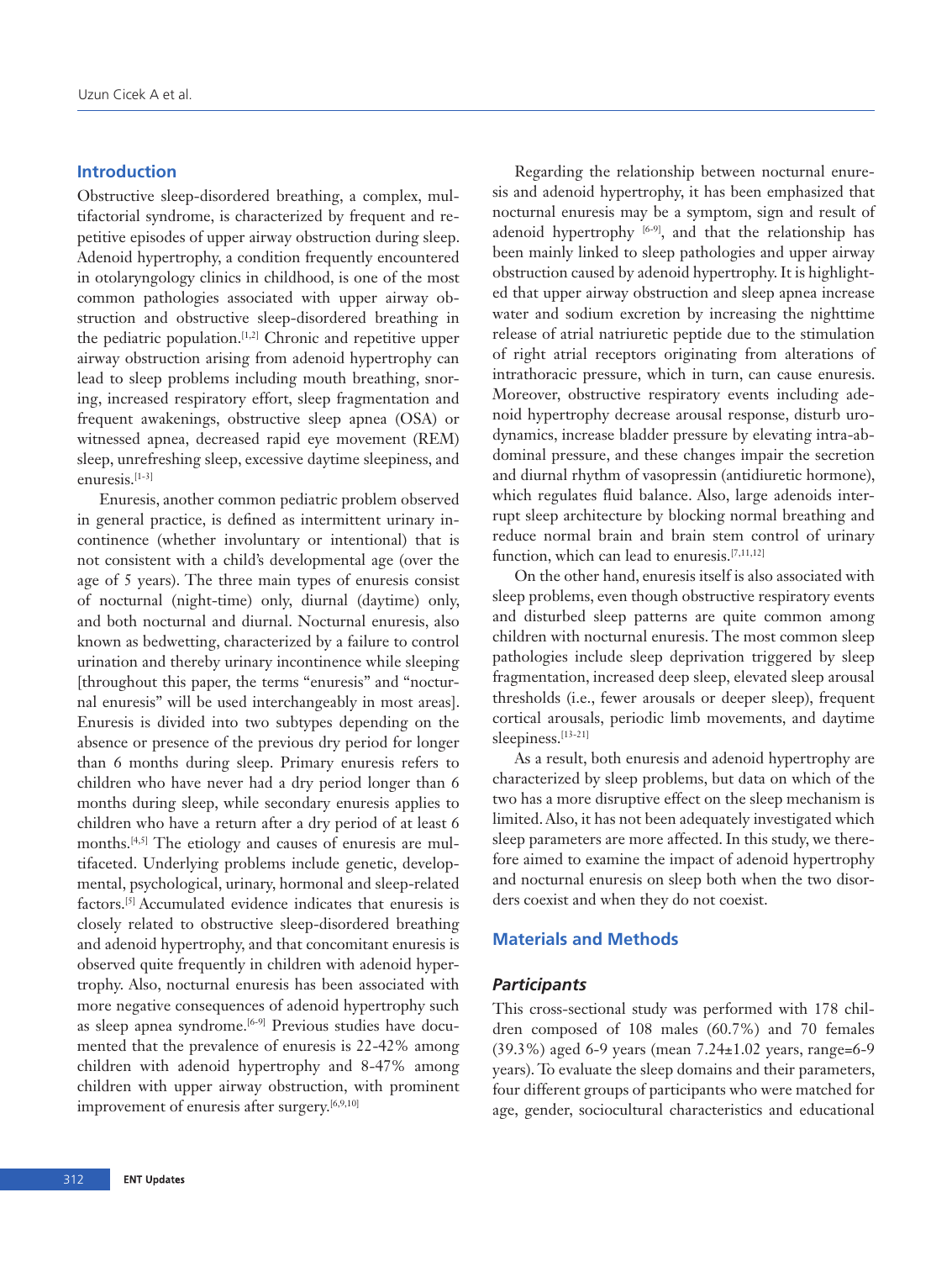## Introduction

Obstructive sleep-disordered breathing, a complex, multifactorial syndrome, is characterized by frequent and repetitive episodes of upper airway obstruction during sleep. Adenoid hypertrophy, a condition frequently encountered in otolaryngology clinics in childhood, is one of the most common pathologies associated with upper airway obstruction and obstructive sleep-disordered breathing in the pediatric population.[1,2] Chronic and repetitive upper airway obstruction arising from adenoid hypertrophy can lead to sleep problems including mouth breathing, snoring, increased respiratory effort, sleep fragmentation and frequent awakenings, obstructive sleep apnea (OSA) or witnessed apnea, decreased rapid eye movement (REM) sleep, unrefreshing sleep, excessive daytime sleepiness, and enuresis.[1-3]

Enuresis, another common pediatric problem observed in general practice, is defined as intermittent urinary incontinence (whether involuntary or intentional) that is not consistent with a child's developmental age (over the age of 5 years). The three main types of enuresis consist of nocturnal (night-time) only, diurnal (daytime) only, and both nocturnal and diurnal. Nocturnal enuresis, also known as bedwetting, characterized by a failure to control urination and thereby urinary incontinence while sleeping [throughout this paper, the terms "enuresis" and "nocturnal enuresis" will be used interchangeably in most areas]. Enuresis is divided into two subtypes depending on the absence or presence of the previous dry period for longer than 6 months during sleep. Primary enuresis refers to children who have never had a dry period longer than 6 months during sleep, while secondary enuresis applies to children who have a return after a dry period of at least 6 months.[4,5] The etiology and causes of enuresis are multifaceted. Underlying problems include genetic, developmental, psychological, urinary, hormonal and sleep-related factors.[5] Accumulated evidence indicates that enuresis is closely related to obstructive sleep-disordered breathing and adenoid hypertrophy, and that concomitant enuresis is observed quite frequently in children with adenoid hypertrophy. Also, nocturnal enuresis has been associated with more negative consequences of adenoid hypertrophy such as sleep apnea syndrome.[6-9] Previous studies have documented that the prevalence of enuresis is 22-42% among children with adenoid hypertrophy and 8-47% among children with upper airway obstruction, with prominent improvement of enuresis after surgery.[6,9,10]

Regarding the relationship between nocturnal enuresis and adenoid hypertrophy, it has been emphasized that nocturnal enuresis may be a symptom, sign and result of adenoid hypertrophy [6-9], and that the relationship has been mainly linked to sleep pathologies and upper airway obstruction caused by adenoid hypertrophy. It is highlighted that upper airway obstruction and sleep apnea increase water and sodium excretion by increasing the nighttime release of atrial natriuretic peptide due to the stimulation of right atrial receptors originating from alterations of intrathoracic pressure, which in turn, can cause enuresis. Moreover, obstructive respiratory events including adenoid hypertrophy decrease arousal response, disturb urodynamics, increase bladder pressure by elevating intra-abdominal pressure, and these changes impair the secretion and diurnal rhythm of vasopressin (antidiuretic hormone), which regulates fluid balance. Also, large adenoids interrupt sleep architecture by blocking normal breathing and reduce normal brain and brain stem control of urinary function, which can lead to enuresis.[7,11,12]

On the other hand, enuresis itself is also associated with sleep problems, even though obstructive respiratory events and disturbed sleep patterns are quite common among children with nocturnal enuresis. The most common sleep pathologies include sleep deprivation triggered by sleep fragmentation, increased deep sleep, elevated sleep arousal thresholds (i.e., fewer arousals or deeper sleep), frequent cortical arousals, periodic limb movements, and daytime sleepiness.[13-21]

As a result, both enuresis and adenoid hypertrophy are characterized by sleep problems, but data on which of the two has a more disruptive effect on the sleep mechanism is limited. Also, it has not been adequately investigated which sleep parameters are more affected. In this study, we therefore aimed to examine the impact of adenoid hypertrophy and nocturnal enuresis on sleep both when the two disorders coexist and when they do not coexist.

## Materials and Methods

### *Participants*

This cross-sectional study was performed with 178 children composed of 108 males (60.7%) and 70 females (39.3%) aged 6-9 years (mean 7.24±1.02 years, range=6-9 years). To evaluate the sleep domains and their parameters, four different groups of participants who were matched for age, gender, sociocultural characteristics and educational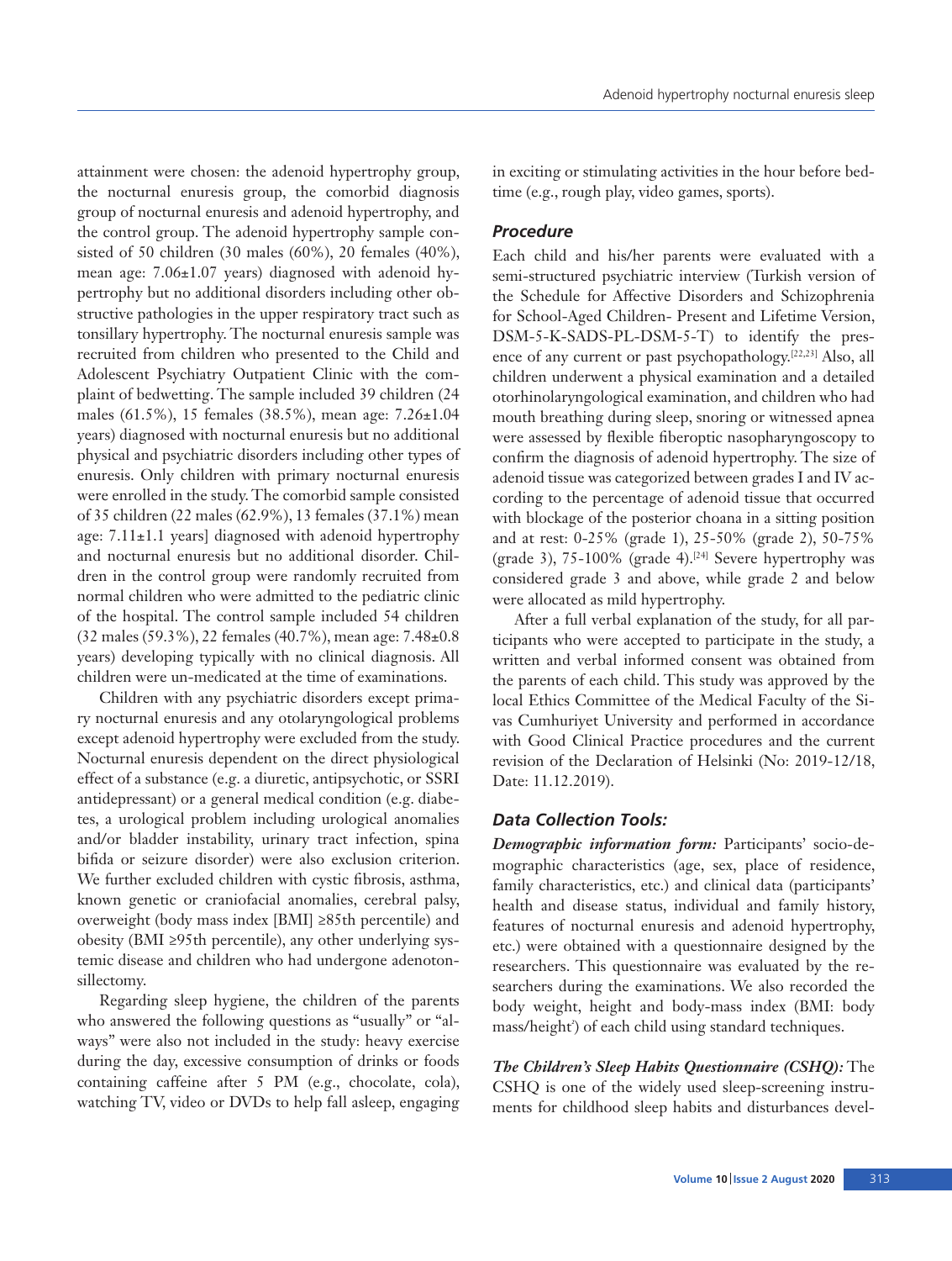attainment were chosen: the adenoid hypertrophy group, the nocturnal enuresis group, the comorbid diagnosis group of nocturnal enuresis and adenoid hypertrophy, and the control group. The adenoid hypertrophy sample consisted of 50 children (30 males (60%), 20 females (40%), mean age: 7.06±1.07 years) diagnosed with adenoid hypertrophy but no additional disorders including other obstructive pathologies in the upper respiratory tract such as tonsillary hypertrophy. The nocturnal enuresis sample was recruited from children who presented to the Child and Adolescent Psychiatry Outpatient Clinic with the complaint of bedwetting. The sample included 39 children (24 males (61.5%), 15 females (38.5%), mean age: 7.26±1.04 years) diagnosed with nocturnal enuresis but no additional physical and psychiatric disorders including other types of enuresis. Only children with primary nocturnal enuresis were enrolled in the study. The comorbid sample consisted of 35 children (22 males (62.9%), 13 females (37.1%) mean age: 7.11±1.1 years] diagnosed with adenoid hypertrophy and nocturnal enuresis but no additional disorder. Children in the control group were randomly recruited from normal children who were admitted to the pediatric clinic of the hospital. The control sample included 54 children (32 males (59.3%), 22 females (40.7%), mean age: 7.48±0.8 years) developing typically with no clinical diagnosis. All children were un-medicated at the time of examinations.

Children with any psychiatric disorders except primary nocturnal enuresis and any otolaryngological problems except adenoid hypertrophy were excluded from the study. Nocturnal enuresis dependent on the direct physiological effect of a substance (e.g. a diuretic, antipsychotic, or SSRI antidepressant) or a general medical condition (e.g. diabetes, a urological problem including urological anomalies and/or bladder instability, urinary tract infection, spina bifida or seizure disorder) were also exclusion criterion. We further excluded children with cystic fibrosis, asthma, known genetic or craniofacial anomalies, cerebral palsy, overweight (body mass index [BMI] ≥85th percentile) and obesity (BMI ≥95th percentile), any other underlying systemic disease and children who had undergone adenotonsillectomy.

Regarding sleep hygiene, the children of the parents who answered the following questions as "usually" or "always" were also not included in the study: heavy exercise during the day, excessive consumption of drinks or foods containing caffeine after 5 PM (e.g., chocolate, cola), watching TV, video or DVDs to help fall asleep, engaging in exciting or stimulating activities in the hour before bedtime (e.g., rough play, video games, sports).

### Procedure

Each child and his/her parents were evaluated with a semi-structured psychiatric interview (Turkish version of the Schedule for Affective Disorders and Schizophrenia for School-Aged Children- Present and Lifetime Version, DSM-5-K-SADS-PL-DSM-5-T) to identify the presence of any current or past psychopathology.[22,23] Also, all children underwent a physical examination and a detailed otorhinolaryngological examination, and children who had mouth breathing during sleep, snoring or witnessed apnea were assessed by flexible fiberoptic nasopharyngoscopy to confirm the diagnosis of adenoid hypertrophy. The size of adenoid tissue was categorized between grades I and IV according to the percentage of adenoid tissue that occurred with blockage of the posterior choana in a sitting position and at rest: 0-25% (grade 1), 25-50% (grade 2), 50-75% (grade 3), 75-100% (grade 4).[24] Severe hypertrophy was considered grade 3 and above, while grade 2 and below were allocated as mild hypertrophy.

After a full verbal explanation of the study, for all participants who were accepted to participate in the study, a written and verbal informed consent was obtained from the parents of each child. This study was approved by the local Ethics Committee of the Medical Faculty of the Sivas Cumhuriyet University and performed in accordance with Good Clinical Practice procedures and the current revision of the Declaration of Helsinki (No: 2019-12/18, Date: 11.12.2019).

### Data Collection Tools:

***Demographic information form:*** Participants' socio-demographic characteristics (age, sex, place of residence, family characteristics, etc.) and clinical data (participants' health and disease status, individual and family history, features of nocturnal enuresis and adenoid hypertrophy, etc.) were obtained with a questionnaire designed by the researchers. This questionnaire was evaluated by the researchers during the examinations. We also recorded the body weight, height and body-mass index (BMI: body mass/height$^2$) of each child using standard techniques.

***The Children's Sleep Habits Questionnaire (CSHQ):*** The CSHQ is one of the widely used sleep-screening instruments for childhood sleep habits and disturbances devel-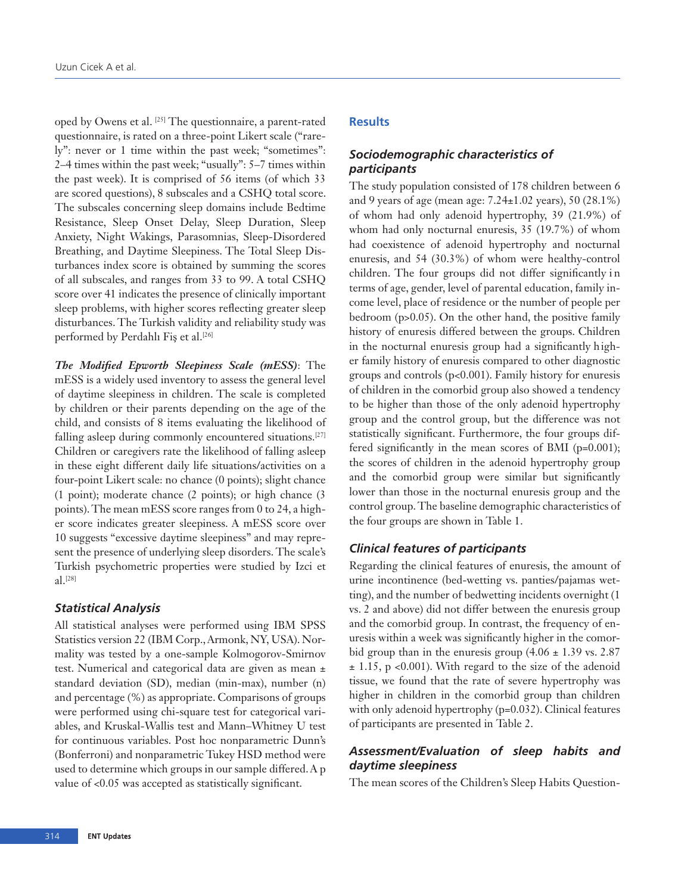oped by Owens et al. [25] The questionnaire, a parent-rated questionnaire, is rated on a three-point Likert scale ("rarely": never or 1 time within the past week; "sometimes": 2–4 times within the past week; "usually": 5–7 times within the past week). It is comprised of 56 items (of which 33 are scored questions), 8 subscales and a CSHQ total score. The subscales concerning sleep domains include Bedtime Resistance, Sleep Onset Delay, Sleep Duration, Sleep Anxiety, Night Wakings, Parasomnias, Sleep-Disordered Breathing, and Daytime Sleepiness. The Total Sleep Disturbances index score is obtained by summing the scores of all subscales, and ranges from 33 to 99. A total CSHQ score over 41 indicates the presence of clinically important sleep problems, with higher scores reflecting greater sleep disturbances. The Turkish validity and reliability study was performed by Perdahlı Fiş et al.[26]

***The Modified Epworth Sleepiness Scale (mESS)***: The mESS is a widely used inventory to assess the general level of daytime sleepiness in children. The scale is completed by children or their parents depending on the age of the child, and consists of 8 items evaluating the likelihood of falling asleep during commonly encountered situations.[27] Children or caregivers rate the likelihood of falling asleep in these eight different daily life situations/activities on a four-point Likert scale: no chance (0 points); slight chance (1 point); moderate chance (2 points); or high chance (3 points). The mean mESS score ranges from 0 to 24, a higher score indicates greater sleepiness. A mESS score over 10 suggests "excessive daytime sleepiness" and may represent the presence of underlying sleep disorders. The scale's Turkish psychometric properties were studied by Izci et al.[28]

### Statistical Analysis

All statistical analyses were performed using IBM SPSS Statistics version 22 (IBM Corp., Armonk, NY, USA). Normality was tested by a one-sample Kolmogorov-Smirnov test. Numerical and categorical data are given as mean ± standard deviation (SD), median (min-max), number (n) and percentage (%) as appropriate. Comparisons of groups were performed using chi-square test for categorical variables, and Kruskal-Wallis test and Mann–Whitney U test for continuous variables. Post hoc nonparametric Dunn's (Bonferroni) and nonparametric Tukey HSD method were used to determine which groups in our sample differed. A p value of <0.05 was accepted as statistically significant.

## Results

### Sociodemographic characteristics of participants

The study population consisted of 178 children between 6 and 9 years of age (mean age: 7.24±1.02 years), 50 (28.1%) of whom had only adenoid hypertrophy, 39 (21.9%) of whom had only nocturnal enuresis, 35 (19.7%) of whom had coexistence of adenoid hypertrophy and nocturnal enuresis, and 54 (30.3%) of whom were healthy-control children. The four groups did not differ significantly in terms of age, gender, level of parental education, family income level, place of residence or the number of people per bedroom (p>0.05). On the other hand, the positive family history of enuresis differed between the groups. Children in the nocturnal enuresis group had a significantly higher family history of enuresis compared to other diagnostic groups and controls (p<0.001). Family history for enuresis of children in the comorbid group also showed a tendency to be higher than those of the only adenoid hypertrophy group and the control group, but the difference was not statistically significant. Furthermore, the four groups differed significantly in the mean scores of BMI (p=0.001); the scores of children in the adenoid hypertrophy group and the comorbid group were similar but significantly lower than those in the nocturnal enuresis group and the control group. The baseline demographic characteristics of the four groups are shown in Table 1.

### Clinical features of participants

Regarding the clinical features of enuresis, the amount of urine incontinence (bed-wetting vs. panties/pajamas wetting), and the number of bedwetting incidents overnight (1 vs. 2 and above) did not differ between the enuresis group and the comorbid group. In contrast, the frequency of enuresis within a week was significantly higher in the comorbid group than in the enuresis group (4.06 ± 1.39 vs. 2.87 ± 1.15, p <0.001). With regard to the size of the adenoid tissue, we found that the rate of severe hypertrophy was higher in children in the comorbid group than children with only adenoid hypertrophy (p=0.032). Clinical features of participants are presented in Table 2.

### Assessment/Evaluation of sleep habits and daytime sleepiness

The mean scores of the Children's Sleep Habits Question-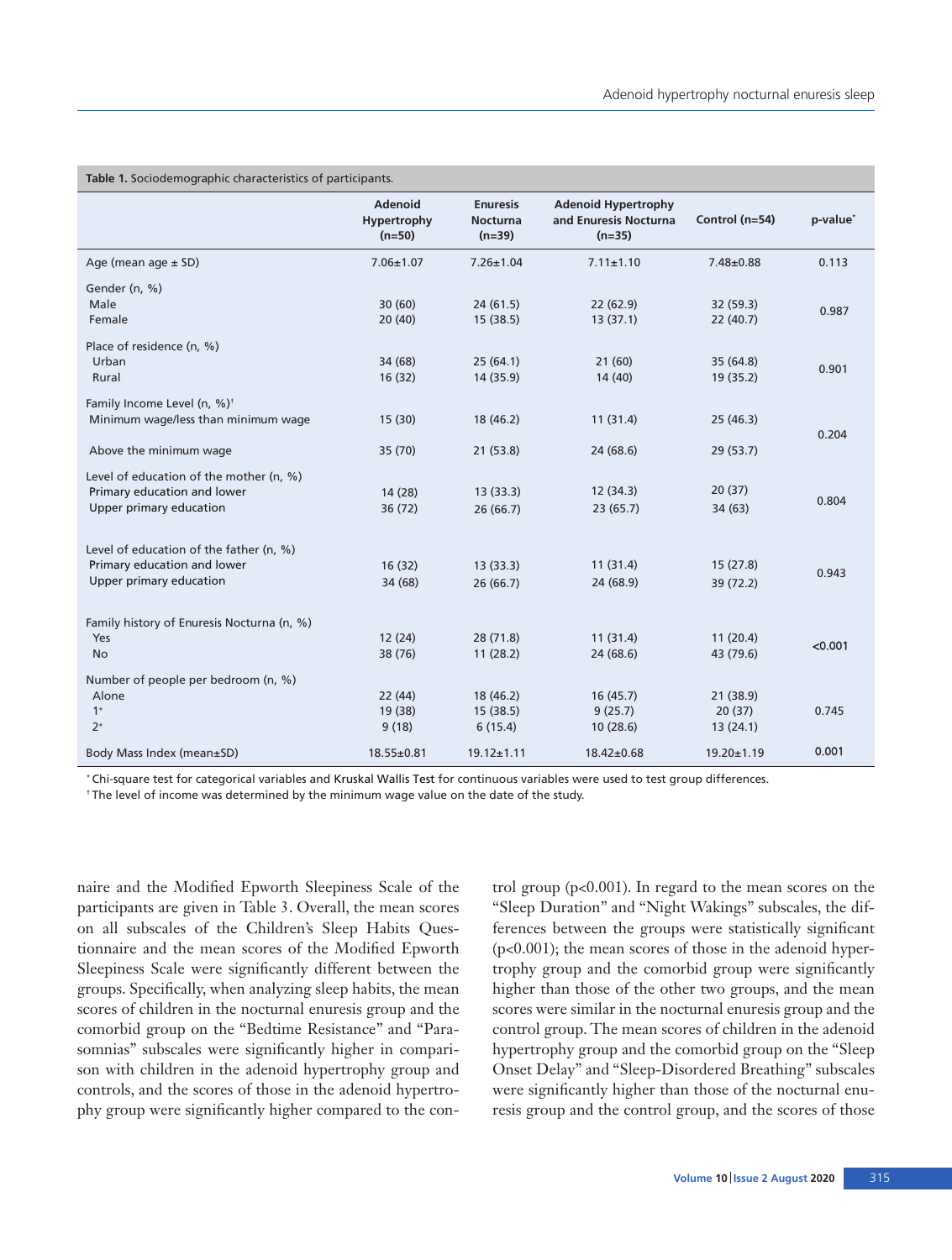**Table 1.** Sociodemographic characteristics of participants.

| | Adenoid Hypertrophy (n=50) | Enuresis Nocturna (n=39) | Adenoid Hypertrophy and Enuresis Nocturna (n=35) | Control (n=54) | p-value* |
|---|---|---|---|---|---|
| Age (mean age ± SD) | 7.06±1.07 | 7.26±1.04 | 7.11±1.10 | 7.48±0.88 | 0.113 |
| Gender (n, %) | | | | | |
| Male | 30 (60) | 24 (61.5) | 22 (62.9) | 32 (59.3) | 0.987 |
| Female | 20 (40) | 15 (38.5) | 13 (37.1) | 22 (40.7) | |
| Place of residence (n, %) | | | | | |
| Urban | 34 (68) | 25 (64.1) | 21 (60) | 35 (64.8) | 0.901 |
| Rural | 16 (32) | 14 (35.9) | 14 (40) | 19 (35.2) | |
| Family Income Level (n, %)† | | | | | |
| Minimum wage/less than minimum wage | 15 (30) | 18 (46.2) | 11 (31.4) | 25 (46.3) | 0.204 |
| Above the minimum wage | 35 (70) | 21 (53.8) | 24 (68.6) | 29 (53.7) | |
| Level of education of the mother (n, %) | | | | | |
| Primary education and lower | 14 (28) | 13 (33.3) | 12 (34.3) | 20 (37) | 0.804 |
| Upper primary education | 36 (72) | 26 (66.7) | 23 (65.7) | 34 (63) | |
| Level of education of the father (n, %) | | | | | |
| Primary education and lower | 16 (32) | 13 (33.3) | 11 (31.4) | 15 (27.8) | 0.943 |
| Upper primary education | 34 (68) | 26 (66.7) | 24 (68.9) | 39 (72.2) | |
| Family history of Enuresis Nocturna (n, %) | | | | | |
| Yes | 12 (24) | 28 (71.8) | 11 (31.4) | 11 (20.4) | <0.001 |
| No | 38 (76) | 11 (28.2) | 24 (68.6) | 43 (79.6) | |
| Number of people per bedroom (n, %) | | | | | |
| Alone | 22 (44) | 18 (46.2) | 16 (45.7) | 21 (38.9) | 0.745 |
| 1+ | 19 (38) | 15 (38.5) | 9 (25.7) | 20 (37) | |
| 2+ | 9 (18) | 6 (15.4) | 10 (28.6) | 13 (24.1) | |
| Body Mass Index (mean±SD) | 18.55±0.81 | 19.12±1.11 | 18.42±0.68 | 19.20±1.19 | 0.001 |

\* Chi-square test for categorical variables and Kruskal Wallis Test for continuous variables were used to test group differences.
† The level of income was determined by the minimum wage value on the date of the study.

naire and the Modified Epworth Sleepiness Scale of the participants are given in Table 3. Overall, the mean scores on all subscales of the Children's Sleep Habits Questionnaire and the mean scores of the Modified Epworth Sleepiness Scale were significantly different between the groups. Specifically, when analyzing sleep habits, the mean scores of children in the nocturnal enuresis group and the comorbid group on the "Bedtime Resistance" and "Parasomnias" subscales were significantly higher in comparison with children in the adenoid hypertrophy group and controls, and the scores of those in the adenoid hypertrophy group were significantly higher compared to the control group ($p<0.001$). In regard to the mean scores on the "Sleep Duration" and "Night Wakings" subscales, the differences between the groups were statistically significant ($p<0.001$); the mean scores of those in the adenoid hypertrophy group and the comorbid group were significantly higher than those of the other two groups, and the mean scores were similar in the nocturnal enuresis group and the control group. The mean scores of children in the adenoid hypertrophy group and the comorbid group on the "Sleep Onset Delay" and "Sleep-Disordered Breathing" subscales were significantly higher than those of the nocturnal enuresis group and the control group, and the scores of those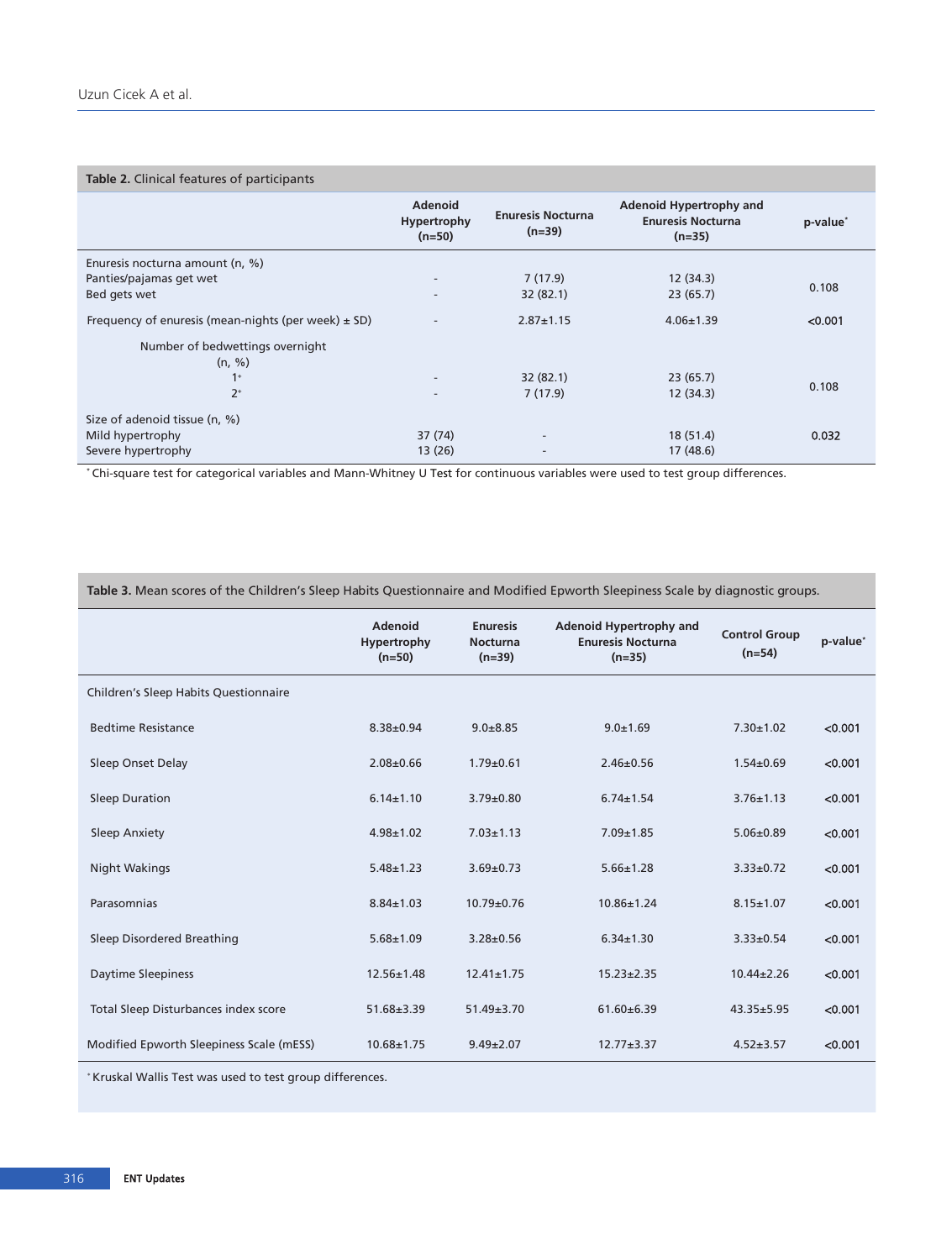**Table 2.** Clinical features of participants

| | Adenoid Hypertrophy (n=50) | Enuresis Nocturna (n=39) | Adenoid Hypertrophy and Enuresis Nocturna (n=35) | p-value* |
|---|---|---|---|---|
| Enuresis nocturna amount (n, %) | | | | |
| Panties/pajamas get wet | - | 7 (17.9) | 12 (34.3) | 0.108 |
| Bed gets wet | - | 32 (82.1) | 23 (65.7) | |
| Frequency of enuresis (mean-nights (per week) ± SD) | - | 2.87±1.15 | 4.06±1.39 | <0.001 |
| Number of bedwettings overnight (n, %) | | | | |
| 1+ | - | 32 (82.1) | 23 (65.7) | 0.108 |
| 2+ | - | 7 (17.9) | 12 (34.3) | |
| Size of adenoid tissue (n, %) | | | | |
| Mild hypertrophy | 37 (74) | - | 18 (51.4) | 0.032 |
| Severe hypertrophy | 13 (26) | - | 17 (48.6) | |

* Chi-square test for categorical variables and Mann-Whitney U Test for continuous variables were used to test group differences.

**Table 3.** Mean scores of the Children's Sleep Habits Questionnaire and Modified Epworth Sleepiness Scale by diagnostic groups.

| | Adenoid Hypertrophy (n=50) | Enuresis Nocturna (n=39) | Adenoid Hypertrophy and Enuresis Nocturna (n=35) | Control Group (n=54) | p-value* |
|---|---|---|---|---|---|
| Children's Sleep Habits Questionnaire | | | | | |
| Bedtime Resistance | 8.38±0.94 | 9.0±8.85 | 9.0±1.69 | 7.30±1.02 | <0.001 |
| Sleep Onset Delay | 2.08±0.66 | 1.79±0.61 | 2.46±0.56 | 1.54±0.69 | <0.001 |
| Sleep Duration | 6.14±1.10 | 3.79±0.80 | 6.74±1.54 | 3.76±1.13 | <0.001 |
| Sleep Anxiety | 4.98±1.02 | 7.03±1.13 | 7.09±1.85 | 5.06±0.89 | <0.001 |
| Night Wakings | 5.48±1.23 | 3.69±0.73 | 5.66±1.28 | 3.33±0.72 | <0.001 |
| Parasomnias | 8.84±1.03 | 10.79±0.76 | 10.86±1.24 | 8.15±1.07 | <0.001 |
| Sleep Disordered Breathing | 5.68±1.09 | 3.28±0.56 | 6.34±1.30 | 3.33±0.54 | <0.001 |
| Daytime Sleepiness | 12.56±1.48 | 12.41±1.75 | 15.23±2.35 | 10.44±2.26 | <0.001 |
| Total Sleep Disturbances index score | 51.68±3.39 | 51.49±3.70 | 61.60±6.39 | 43.35±5.95 | <0.001 |
| Modified Epworth Sleepiness Scale (mESS) | 10.68±1.75 | 9.49±2.07 | 12.77±3.37 | 4.52±3.57 | <0.001 |

* Kruskal Wallis Test was used to test group differences.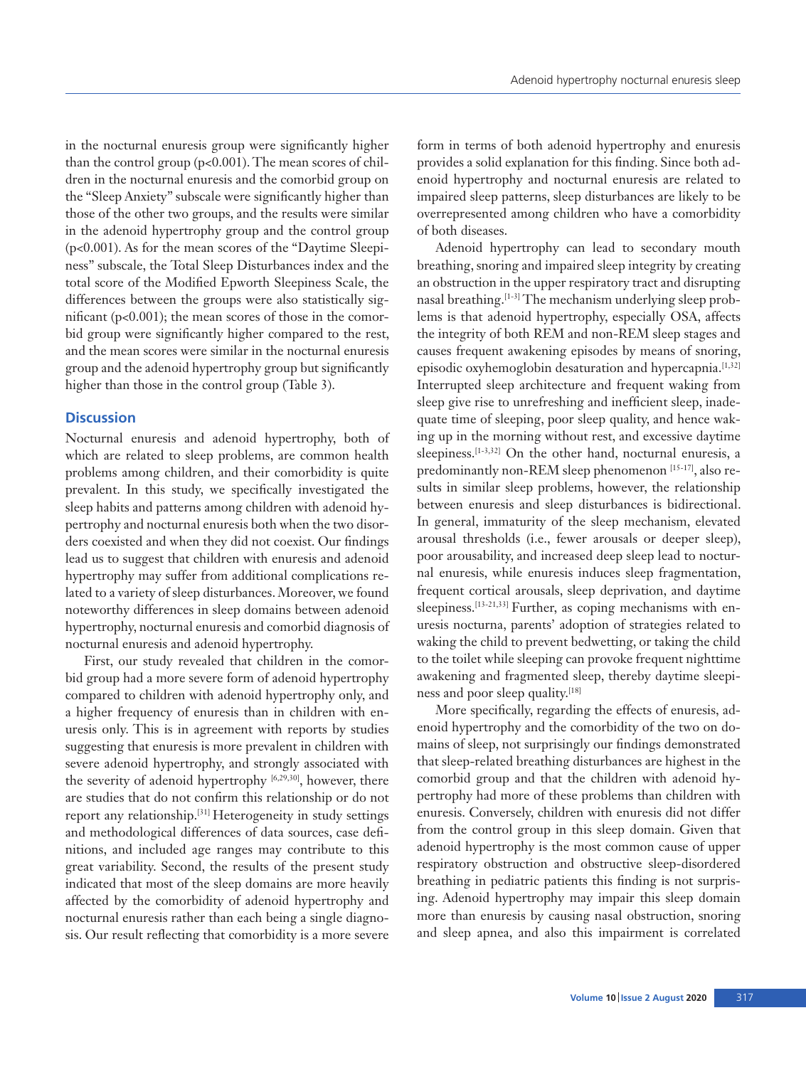in the nocturnal enuresis group were significantly higher than the control group ($p<0.001$). The mean scores of children in the nocturnal enuresis and the comorbid group on the "Sleep Anxiety" subscale were significantly higher than those of the other two groups, and the results were similar in the adenoid hypertrophy group and the control group ($p<0.001$). As for the mean scores of the "Daytime Sleepiness" subscale, the Total Sleep Disturbances index and the total score of the Modified Epworth Sleepiness Scale, the differences between the groups were also statistically significant ($p<0.001$); the mean scores of those in the comorbid group were significantly higher compared to the rest, and the mean scores were similar in the nocturnal enuresis group and the adenoid hypertrophy group but significantly higher than those in the control group (Table 3).

## Discussion

Nocturnal enuresis and adenoid hypertrophy, both of which are related to sleep problems, are common health problems among children, and their comorbidity is quite prevalent. In this study, we specifically investigated the sleep habits and patterns among children with adenoid hypertrophy and nocturnal enuresis both when the two disorders coexisted and when they did not coexist. Our findings lead us to suggest that children with enuresis and adenoid hypertrophy may suffer from additional complications related to a variety of sleep disturbances. Moreover, we found noteworthy differences in sleep domains between adenoid hypertrophy, nocturnal enuresis and comorbid diagnosis of nocturnal enuresis and adenoid hypertrophy.

First, our study revealed that children in the comorbid group had a more severe form of adenoid hypertrophy compared to children with adenoid hypertrophy only, and a higher frequency of enuresis than in children with enuresis only. This is in agreement with reports by studies suggesting that enuresis is more prevalent in children with severe adenoid hypertrophy, and strongly associated with the severity of adenoid hypertrophy [6,29,30], however, there are studies that do not confirm this relationship or do not report any relationship.[31] Heterogeneity in study settings and methodological differences of data sources, case definitions, and included age ranges may contribute to this great variability. Second, the results of the present study indicated that most of the sleep domains are more heavily affected by the comorbidity of adenoid hypertrophy and nocturnal enuresis rather than each being a single diagnosis. Our result reflecting that comorbidity is a more severe form in terms of both adenoid hypertrophy and enuresis provides a solid explanation for this finding. Since both adenoid hypertrophy and nocturnal enuresis are related to impaired sleep patterns, sleep disturbances are likely to be overrepresented among children who have a comorbidity of both diseases.

Adenoid hypertrophy can lead to secondary mouth breathing, snoring and impaired sleep integrity by creating an obstruction in the upper respiratory tract and disrupting nasal breathing.[1-3] The mechanism underlying sleep problems is that adenoid hypertrophy, especially OSA, affects the integrity of both REM and non-REM sleep stages and causes frequent awakening episodes by means of snoring, episodic oxyhemoglobin desaturation and hypercapnia.[1,32] Interrupted sleep architecture and frequent waking from sleep give rise to unrefreshing and inefficient sleep, inadequate time of sleeping, poor sleep quality, and hence waking up in the morning without rest, and excessive daytime sleepiness.[1-3,32] On the other hand, nocturnal enuresis, a predominantly non-REM sleep phenomenon [15-17], also results in similar sleep problems, however, the relationship between enuresis and sleep disturbances is bidirectional. In general, immaturity of the sleep mechanism, elevated arousal thresholds (i.e., fewer arousals or deeper sleep), poor arousability, and increased deep sleep lead to nocturnal enuresis, while enuresis induces sleep fragmentation, frequent cortical arousals, sleep deprivation, and daytime sleepiness.[13-21,33] Further, as coping mechanisms with enuresis nocturna, parents' adoption of strategies related to waking the child to prevent bedwetting, or taking the child to the toilet while sleeping can provoke frequent nighttime awakening and fragmented sleep, thereby daytime sleepiness and poor sleep quality.[18]

More specifically, regarding the effects of enuresis, adenoid hypertrophy and the comorbidity of the two on domains of sleep, not surprisingly our findings demonstrated that sleep-related breathing disturbances are highest in the comorbid group and that the children with adenoid hypertrophy had more of these problems than children with enuresis. Conversely, children with enuresis did not differ from the control group in this sleep domain. Given that adenoid hypertrophy is the most common cause of upper respiratory obstruction and obstructive sleep-disordered breathing in pediatric patients this finding is not surprising. Adenoid hypertrophy may impair this sleep domain more than enuresis by causing nasal obstruction, snoring and sleep apnea, and also this impairment is correlated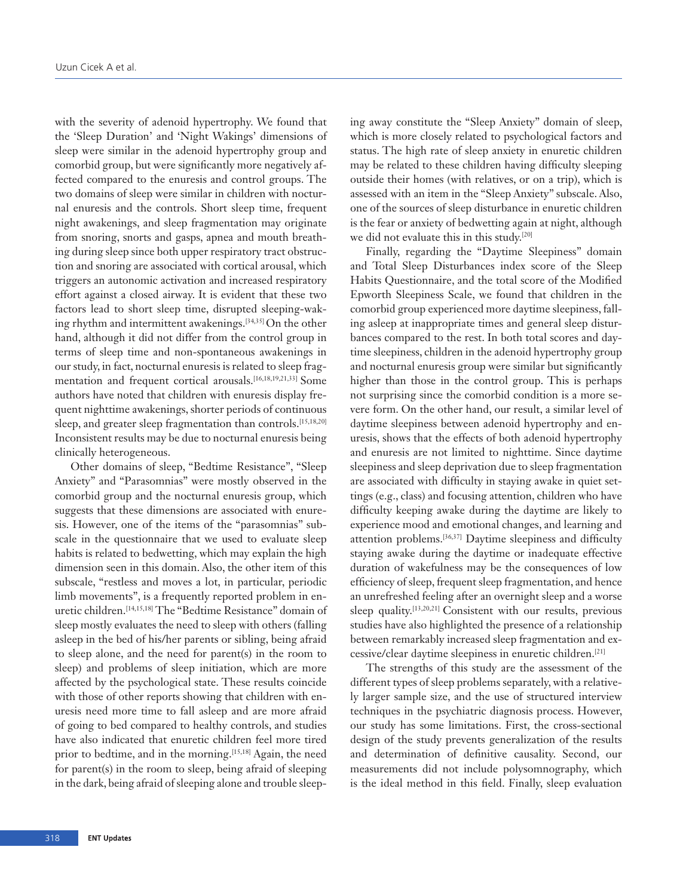with the severity of adenoid hypertrophy. We found that the 'Sleep Duration' and 'Night Wakings' dimensions of sleep were similar in the adenoid hypertrophy group and comorbid group, but were significantly more negatively affected compared to the enuresis and control groups. The two domains of sleep were similar in children with nocturnal enuresis and the controls. Short sleep time, frequent night awakenings, and sleep fragmentation may originate from snoring, snorts and gasps, apnea and mouth breathing during sleep since both upper respiratory tract obstruction and snoring are associated with cortical arousal, which triggers an autonomic activation and increased respiratory effort against a closed airway. It is evident that these two factors lead to short sleep time, disrupted sleeping-waking rhythm and intermittent awakenings.[34,35] On the other hand, although it did not differ from the control group in terms of sleep time and non-spontaneous awakenings in our study, in fact, nocturnal enuresis is related to sleep fragmentation and frequent cortical arousals.[16,18,19,21,33] Some authors have noted that children with enuresis display frequent nighttime awakenings, shorter periods of continuous sleep, and greater sleep fragmentation than controls.[15,18,20] Inconsistent results may be due to nocturnal enuresis being clinically heterogeneous.

Other domains of sleep, "Bedtime Resistance", "Sleep Anxiety" and "Parasomnias" were mostly observed in the comorbid group and the nocturnal enuresis group, which suggests that these dimensions are associated with enuresis. However, one of the items of the "parasomnias" subscale in the questionnaire that we used to evaluate sleep habits is related to bedwetting, which may explain the high dimension seen in this domain. Also, the other item of this subscale, "restless and moves a lot, in particular, periodic limb movements", is a frequently reported problem in enuretic children.[14,15,18] The "Bedtime Resistance" domain of sleep mostly evaluates the need to sleep with others (falling asleep in the bed of his/her parents or sibling, being afraid to sleep alone, and the need for parent(s) in the room to sleep) and problems of sleep initiation, which are more affected by the psychological state. These results coincide with those of other reports showing that children with enuresis need more time to fall asleep and are more afraid of going to bed compared to healthy controls, and studies have also indicated that enuretic children feel more tired prior to bedtime, and in the morning.[15,18] Again, the need for parent(s) in the room to sleep, being afraid of sleeping in the dark, being afraid of sleeping alone and trouble sleeping away constitute the "Sleep Anxiety" domain of sleep, which is more closely related to psychological factors and status. The high rate of sleep anxiety in enuretic children may be related to these children having difficulty sleeping outside their homes (with relatives, or on a trip), which is assessed with an item in the "Sleep Anxiety" subscale. Also, one of the sources of sleep disturbance in enuretic children is the fear or anxiety of bedwetting again at night, although we did not evaluate this in this study.[20]

Finally, regarding the "Daytime Sleepiness" domain and Total Sleep Disturbances index score of the Sleep Habits Questionnaire, and the total score of the Modified Epworth Sleepiness Scale, we found that children in the comorbid group experienced more daytime sleepiness, falling asleep at inappropriate times and general sleep disturbances compared to the rest. In both total scores and daytime sleepiness, children in the adenoid hypertrophy group and nocturnal enuresis group were similar but significantly higher than those in the control group. This is perhaps not surprising since the comorbid condition is a more severe form. On the other hand, our result, a similar level of daytime sleepiness between adenoid hypertrophy and enuresis, shows that the effects of both adenoid hypertrophy and enuresis are not limited to nighttime. Since daytime sleepiness and sleep deprivation due to sleep fragmentation are associated with difficulty in staying awake in quiet settings (e.g., class) and focusing attention, children who have difficulty keeping awake during the daytime are likely to experience mood and emotional changes, and learning and attention problems.[36,37] Daytime sleepiness and difficulty staying awake during the daytime or inadequate effective duration of wakefulness may be the consequences of low efficiency of sleep, frequent sleep fragmentation, and hence an unrefreshed feeling after an overnight sleep and a worse sleep quality.[13,20,21] Consistent with our results, previous studies have also highlighted the presence of a relationship between remarkably increased sleep fragmentation and excessive/clear daytime sleepiness in enuretic children.[21]

The strengths of this study are the assessment of the different types of sleep problems separately, with a relatively larger sample size, and the use of structured interview techniques in the psychiatric diagnosis process. However, our study has some limitations. First, the cross-sectional design of the study prevents generalization of the results and determination of definitive causality. Second, our measurements did not include polysomnography, which is the ideal method in this field. Finally, sleep evaluation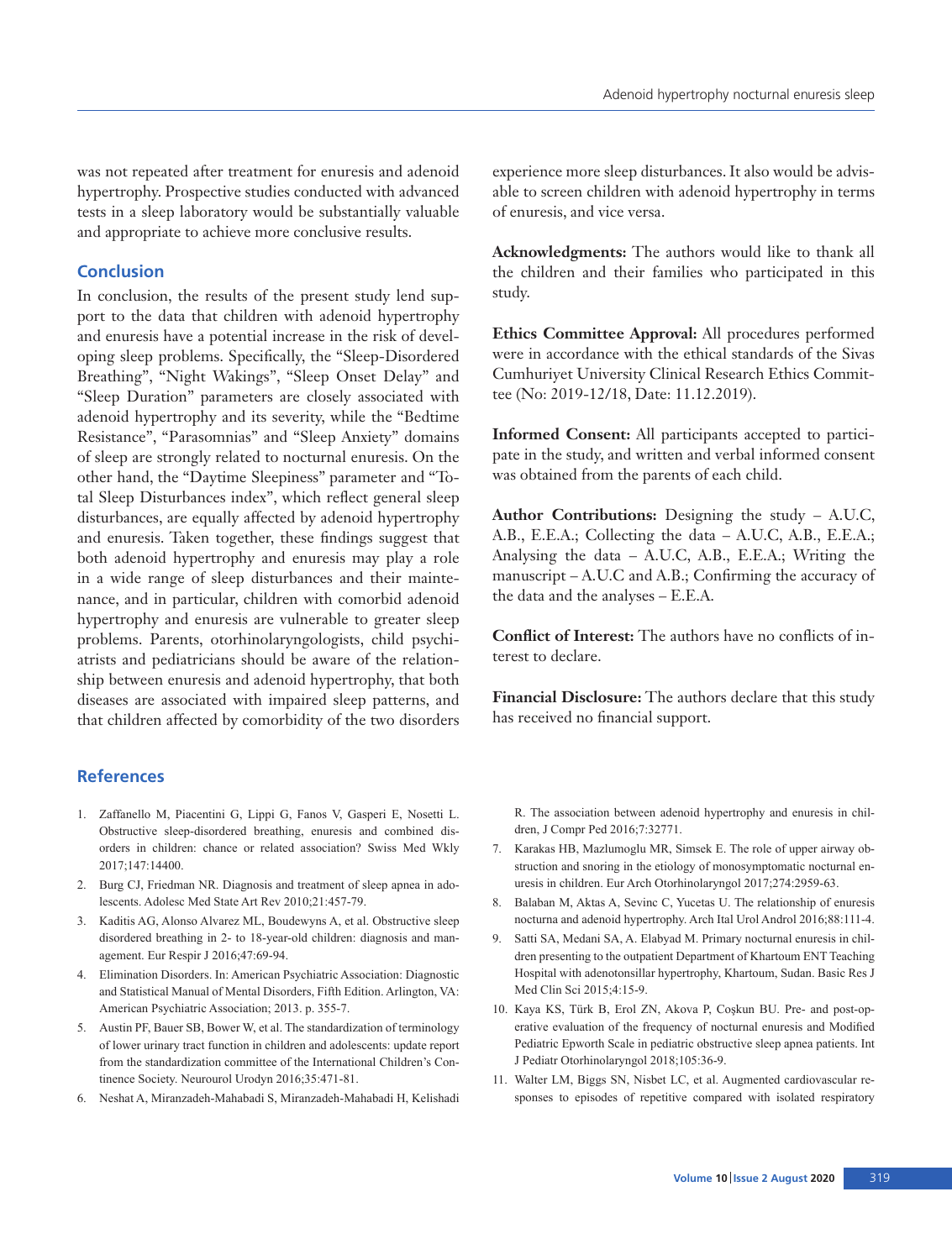was not repeated after treatment for enuresis and adenoid hypertrophy. Prospective studies conducted with advanced tests in a sleep laboratory would be substantially valuable and appropriate to achieve more conclusive results.

## Conclusion

In conclusion, the results of the present study lend support to the data that children with adenoid hypertrophy and enuresis have a potential increase in the risk of developing sleep problems. Specifically, the "Sleep-Disordered Breathing", "Night Wakings", "Sleep Onset Delay" and "Sleep Duration" parameters are closely associated with adenoid hypertrophy and its severity, while the "Bedtime Resistance", "Parasomnias" and "Sleep Anxiety" domains of sleep are strongly related to nocturnal enuresis. On the other hand, the "Daytime Sleepiness" parameter and "Total Sleep Disturbances index", which reflect general sleep disturbances, are equally affected by adenoid hypertrophy and enuresis. Taken together, these findings suggest that both adenoid hypertrophy and enuresis may play a role in a wide range of sleep disturbances and their maintenance, and in particular, children with comorbid adenoid hypertrophy and enuresis are vulnerable to greater sleep problems. Parents, otorhinolaryngologists, child psychiatrists and pediatricians should be aware of the relationship between enuresis and adenoid hypertrophy, that both diseases are associated with impaired sleep patterns, and that children affected by comorbidity of the two disorders experience more sleep disturbances. It also would be advisable to screen children with adenoid hypertrophy in terms of enuresis, and vice versa.

**Acknowledgments:** The authors would like to thank all the children and their families who participated in this study.

**Ethics Committee Approval:** All procedures performed were in accordance with the ethical standards of the Sivas Cumhuriyet University Clinical Research Ethics Committee (No: 2019-12/18, Date: 11.12.2019).

**Informed Consent:** All participants accepted to participate in the study, and written and verbal informed consent was obtained from the parents of each child.

**Author Contributions:** Designing the study – A.U.C, A.B., E.E.A.; Collecting the data – A.U.C, A.B., E.E.A.; Analysing the data – A.U.C, A.B., E.E.A.; Writing the manuscript – A.U.C and A.B.; Confirming the accuracy of the data and the analyses – E.E.A.

**Conflict of Interest:** The authors have no conflicts of interest to declare.

**Financial Disclosure:** The authors declare that this study has received no financial support.

## References

1. Zaffanello M, Piacentini G, Lippi G, Fanos V, Gasperi E, Nosetti L. Obstructive sleep-disordered breathing, enuresis and combined disorders in children: chance or related association? Swiss Med Wkly 2017;147:14400.
2. Burg CJ, Friedman NR. Diagnosis and treatment of sleep apnea in adolescents. Adolesc Med State Art Rev 2010;21:457-79.
3. Kaditis AG, Alonso Alvarez ML, Boudewyns A, et al. Obstructive sleep disordered breathing in 2- to 18-year-old children: diagnosis and management. Eur Respir J 2016;47:69-94.
4. Elimination Disorders. In: American Psychiatric Association: Diagnostic and Statistical Manual of Mental Disorders, Fifth Edition. Arlington, VA: American Psychiatric Association; 2013. p. 355-7.
5. Austin PF, Bauer SB, Bower W, et al. The standardization of terminology of lower urinary tract function in children and adolescents: update report from the standardization committee of the International Children's Continence Society. Neurourol Urodyn 2016;35:471-81.
6. Neshat A, Miranzadeh-Mahabadi S, Miranzadeh-Mahabadi H, Kelishadi R. The association between adenoid hypertrophy and enuresis in children, J Compr Ped 2016;7:32771.
7. Karakas HB, Mazlumoglu MR, Simsek E. The role of upper airway obstruction and snoring in the etiology of monosymptomatic nocturnal enuresis in children. Eur Arch Otorhinolaryngol 2017;274:2959-63.
8. Balaban M, Aktas A, Sevinc C, Yucetas U. The relationship of enuresis nocturna and adenoid hypertrophy. Arch Ital Urol Androl 2016;88:111-4.
9. Satti SA, Medani SA, A. Elabyad M. Primary nocturnal enuresis in children presenting to the outpatient Department of Khartoum ENT Teaching Hospital with adenotonsillar hypertrophy, Khartoum, Sudan. Basic Res J Med Clin Sci 2015;4:15-9.
10. Kaya KS, Türk B, Erol ZN, Akova P, Coşkun BU. Pre- and post-operative evaluation of the frequency of nocturnal enuresis and Modified Pediatric Epworth Scale in pediatric obstructive sleep apnea patients. Int J Pediatr Otorhinolaryngol 2018;105:36-9.
11. Walter LM, Biggs SN, Nisbet LC, et al. Augmented cardiovascular responses to episodes of repetitive compared with isolated respiratory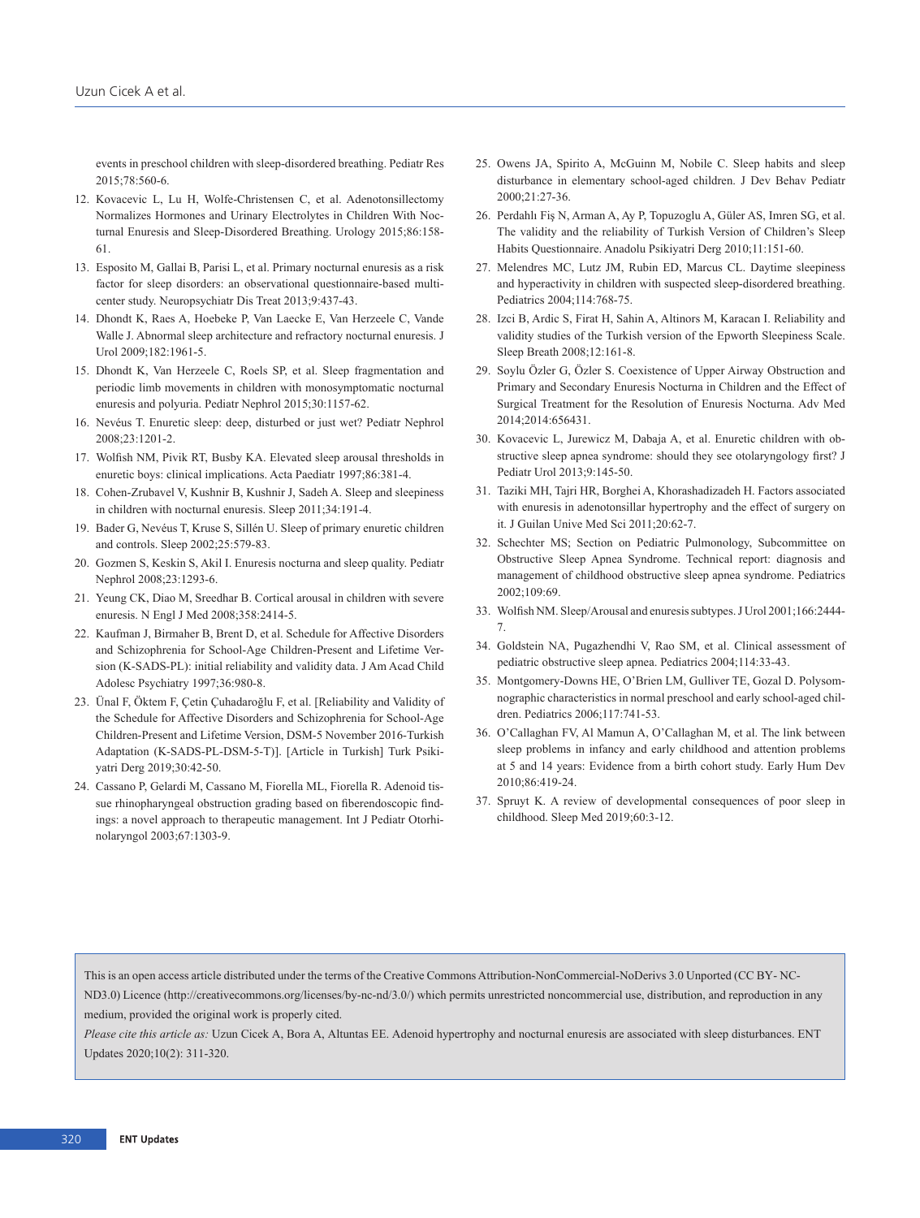events in preschool children with sleep-disordered breathing. Pediatr Res 2015;78:560-6.

12. Kovacevic L, Lu H, Wolfe-Christensen C, et al. Adenotonsillectomy Normalizes Hormones and Urinary Electrolytes in Children With Nocturnal Enuresis and Sleep-Disordered Breathing. Urology 2015;86:158-61.
13. Esposito M, Gallai B, Parisi L, et al. Primary nocturnal enuresis as a risk factor for sleep disorders: an observational questionnaire-based multicenter study. Neuropsychiatr Dis Treat 2013;9:437-43.
14. Dhondt K, Raes A, Hoebeke P, Van Laecke E, Van Herzeele C, Vande Walle J. Abnormal sleep architecture and refractory nocturnal enuresis. J Urol 2009;182:1961-5.
15. Dhondt K, Van Herzeele C, Roels SP, et al. Sleep fragmentation and periodic limb movements in children with monosymptomatic nocturnal enuresis and polyuria. Pediatr Nephrol 2015;30:1157-62.
16. Nevéus T. Enuretic sleep: deep, disturbed or just wet? Pediatr Nephrol 2008;23:1201-2.
17. Wolfish NM, Pivik RT, Busby KA. Elevated sleep arousal thresholds in enuretic boys: clinical implications. Acta Paediatr 1997;86:381-4.
18. Cohen-Zrubavel V, Kushnir B, Kushnir J, Sadeh A. Sleep and sleepiness in children with nocturnal enuresis. Sleep 2011;34:191-4.
19. Bader G, Nevéus T, Kruse S, Sillén U. Sleep of primary enuretic children and controls. Sleep 2002;25:579-83.
20. Gozmen S, Keskin S, Akil I. Enuresis nocturna and sleep quality. Pediatr Nephrol 2008;23:1293-6.
21. Yeung CK, Diao M, Sreedhar B. Cortical arousal in children with severe enuresis. N Engl J Med 2008;358:2414-5.
22. Kaufman J, Birmaher B, Brent D, et al. Schedule for Affective Disorders and Schizophrenia for School-Age Children-Present and Lifetime Version (K-SADS-PL): initial reliability and validity data. J Am Acad Child Adolesc Psychiatry 1997;36:980-8.
23. Ünal F, Öktem F, Çetin Çuhadaroğlu F, et al. [Reliability and Validity of the Schedule for Affective Disorders and Schizophrenia for School-Age Children-Present and Lifetime Version, DSM-5 November 2016-Turkish Adaptation (K-SADS-PL-DSM-5-T)]. [Article in Turkish] Turk Psikiyatri Derg 2019;30:42-50.
24. Cassano P, Gelardi M, Cassano M, Fiorella ML, Fiorella R. Adenoid tissue rhinopharyngeal obstruction grading based on fiberendoscopic findings: a novel approach to therapeutic management. Int J Pediatr Otorhinolaryngol 2003;67:1303-9.
25. Owens JA, Spirito A, McGuinn M, Nobile C. Sleep habits and sleep disturbance in elementary school-aged children. J Dev Behav Pediatr 2000;21:27-36.
26. Perdahlı Fiş N, Arman A, Ay P, Topuzoglu A, Güler AS, Imren SG, et al. The validity and the reliability of Turkish Version of Children's Sleep Habits Questionnaire. Anadolu Psikiyatri Derg 2010;11:151-60.
27. Melendres MC, Lutz JM, Rubin ED, Marcus CL. Daytime sleepiness and hyperactivity in children with suspected sleep-disordered breathing. Pediatrics 2004;114:768-75.
28. Izci B, Ardic S, Firat H, Sahin A, Altinors M, Karacan I. Reliability and validity studies of the Turkish version of the Epworth Sleepiness Scale. Sleep Breath 2008;12:161-8.
29. Soylu Özler G, Özler S. Coexistence of Upper Airway Obstruction and Primary and Secondary Enuresis Nocturna in Children and the Effect of Surgical Treatment for the Resolution of Enuresis Nocturna. Adv Med 2014;2014:656431.
30. Kovacevic L, Jurewicz M, Dabaja A, et al. Enuretic children with obstructive sleep apnea syndrome: should they see otolaryngology first? J Pediatr Urol 2013;9:145-50.
31. Taziki MH, Tajri HR, Borghei A, Khorashadizadeh H. Factors associated with enuresis in adenotonsillar hypertrophy and the effect of surgery on it. J Guilan Unive Med Sci 2011;20:62-7.
32. Schechter MS; Section on Pediatric Pulmonology, Subcommittee on Obstructive Sleep Apnea Syndrome. Technical report: diagnosis and management of childhood obstructive sleep apnea syndrome. Pediatrics 2002;109:69.
33. Wolfish NM. Sleep/Arousal and enuresis subtypes. J Urol 2001;166:2444-7.
34. Goldstein NA, Pugazhendhi V, Rao SM, et al. Clinical assessment of pediatric obstructive sleep apnea. Pediatrics 2004;114:33-43.
35. Montgomery-Downs HE, O'Brien LM, Gulliver TE, Gozal D. Polysomnographic characteristics in normal preschool and early school-aged children. Pediatrics 2006;117:741-53.
36. O'Callaghan FV, Al Mamun A, O'Callaghan M, et al. The link between sleep problems in infancy and early childhood and attention problems at 5 and 14 years: Evidence from a birth cohort study. Early Hum Dev 2010;86:419-24.
37. Spruyt K. A review of developmental consequences of poor sleep in childhood. Sleep Med 2019;60:3-12.

This is an open access article distributed under the terms of the Creative Commons Attribution-NonCommercial-NoDerivs 3.0 Unported (CC BY- NC-ND3.0) Licence (http://creativecommons.org/licenses/by-nc-nd/3.0/) which permits unrestricted noncommercial use, distribution, and reproduction in any medium, provided the original work is properly cited.

*Please cite this article as:* Uzun Cicek A, Bora A, Altuntas EE. Adenoid hypertrophy and nocturnal enuresis are associated with sleep disturbances. ENT Updates 2020;10(2): 311-320.